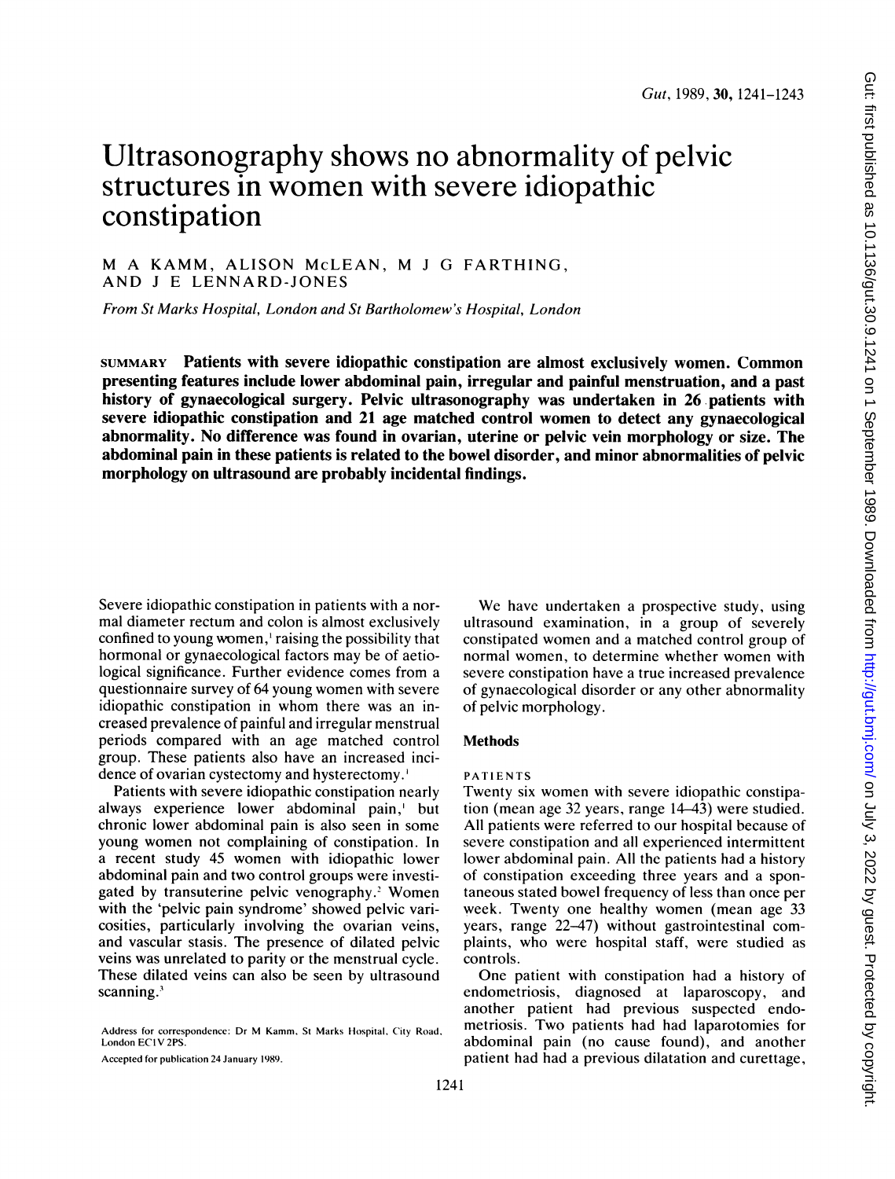# Ultrasonography shows no abnormality of pelvic structures in women with severe idiopathic constipation

M A KAMM, ALISON McLEAN, M J G FARTHING, AND J E LENNARD-JONES

*From St Marks Hospital, London and St Bartholomew's Hospital, London*

SUMMARY **Patients with severe idiopathic constipation are almost exclusively women. Common presenting features include lower abdominal pain, irregular and painful menstruation, and a past history of gynaecological surgery. Pelvic ultrasonography was undertaken in 26 patients with severe idiopathic constipation and 21 age matched control women to detect any gynaecological abnormality. No difference was found in ovarian, uterine or pelvic vein morphology or size. The abdominal pain in these patients is related to the bowel disorder, and minor abnormalities of pelvic morphology on ultrasound are probably incidental findings.**

Severe idiopathic constipation in patients with a normal diameter rectum and colon is almost exclusively confined to young women,[1] raising the possibility that hormonal or gynaecological factors may be of aetiological significance. Further evidence comes from a questionnaire survey of 64 young women with severe idiopathic constipation in whom there was an increased prevalence of painful and irregular menstrual periods compared with an age matched control group. These patients also have an increased incidence of ovarian cystectomy and hysterectomy.[1]

Patients with severe idiopathic constipation nearly always experience lower abdominal pain,[1] but chronic lower abdominal pain is also seen in some young women not complaining of constipation. In a recent study 45 women with idiopathic lower abdominal pain and two control groups were investigated by transuterine pelvic venography.[2] Women with the 'pelvic pain syndrome' showed pelvic varicosities, particularly involving the ovarian veins, and vascular stasis. The presence of dilated pelvic veins was unrelated to parity or the menstrual cycle. These dilated veins can also be seen by ultrasound scanning.[3]

Address for correspondence: Dr M Kamm, St Marks Hospital, City Road, London EC1V 2PS.

Accepted for publication 24 January 1989.

We have undertaken a prospective study, using ultrasound examination, in a group of severely constipated women and a matched control group of normal women, to determine whether women with severe constipation have a true increased prevalence of gynaecological disorder or any other abnormality of pelvic morphology.

## Methods

### PATIENTS

Twenty six women with severe idiopathic constipation (mean age 32 years, range 14–43) were studied. All patients were referred to our hospital because of severe constipation and all experienced intermittent lower abdominal pain. All the patients had a history of constipation exceeding three years and a spontaneous stated bowel frequency of less than once per week. Twenty one healthy women (mean age 33 years, range 22–47) without gastrointestinal complaints, who were hospital staff, were studied as controls.

One patient with constipation had a history of endometriosis, diagnosed at laparoscopy, and another patient had previous suspected endometriosis. Two patients had had laparotomies for abdominal pain (no cause found), and another patient had had a previous dilatation and curettage,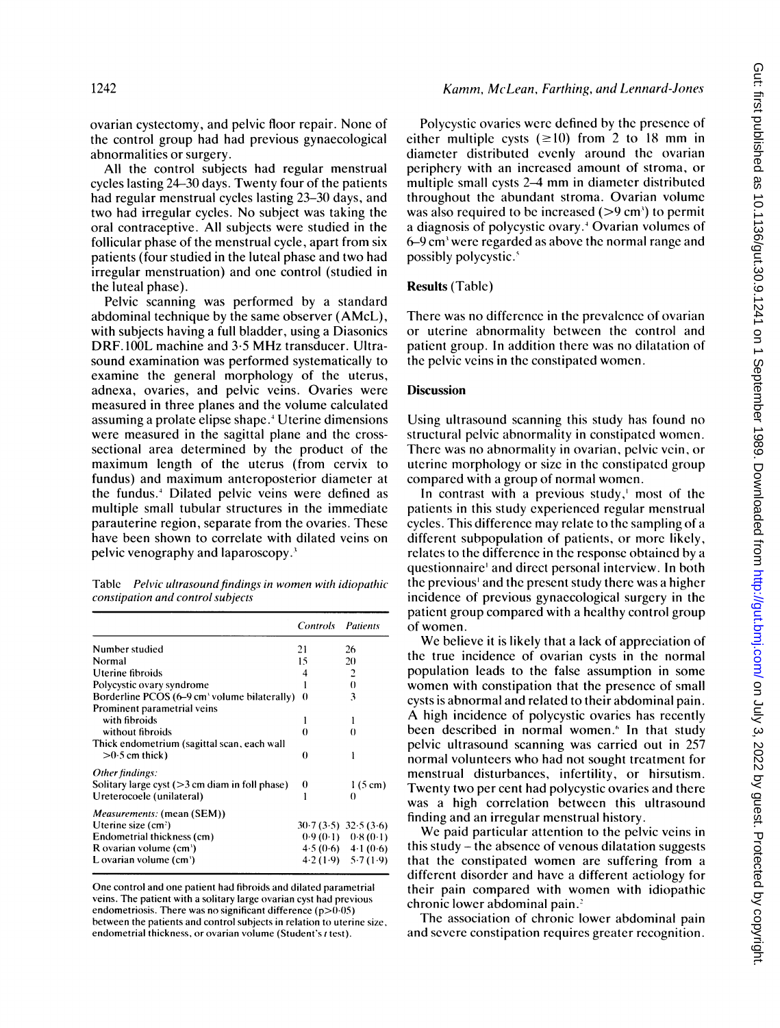ovarian cystectomy, and pelvic floor repair. None of the control group had had previous gynaecological abnormalities or surgery.

All the control subjects had regular menstrual cycles lasting 24–30 days. Twenty four of the patients had regular menstrual cycles lasting 23–30 days, and two had irregular cycles. No subject was taking the oral contraceptive. All subjects were studied in the follicular phase of the menstrual cycle, apart from six patients (four studied in the luteal phase and two had irregular menstruation) and one control (studied in the luteal phase).

Pelvic scanning was performed by a standard abdominal technique by the same observer (AMcL), with subjects having a full bladder, using a Diasonics DRF.100L machine and 3·5 MHz transducer. Ultrasound examination was performed systematically to examine the general morphology of the uterus, adnexa, ovaries, and pelvic veins. Ovaries were measured in three planes and the volume calculated assuming a prolate elipse shape.[4] Uterine dimensions were measured in the sagittal plane and the cross-sectional area determined by the product of the maximum length of the uterus (from cervix to fundus) and maximum anteroposterior diameter at the fundus.[4] Dilated pelvic veins were defined as multiple small tubular structures in the immediate parauterine region, separate from the ovaries. These have been shown to correlate with dilated veins on pelvic venography and laparoscopy.[3]

Table *Pelvic ultrasound findings in women with idiopathic constipation and control subjects*

| | *Controls* | *Patients* |
|---|---|---|
| Number studied | 21 | 26 |
| Normal | 15 | 20 |
| Uterine fibroids | 4 | 2 |
| Polycystic ovary syndrome | 1 | 0 |
| Borderline PCOS (6–9 cm³ volume bilaterally) | 0 | 3 |
| Prominent parametrial veins | | |
| with fibroids | 1 | 1 |
| without fibroids | 0 | 0 |
| Thick endometrium (sagittal scan, each wall >0·5 cm thick) | 0 | 1 |
| *Other findings:* | | |
| Solitary large cyst (>3 cm diam in foll phase) | 0 | 1 (5 cm) |
| Ureterocoele (unilateral) | 1 | 0 |
| *Measurements:* (mean (SEM)) | | |
| Uterine size (cm²) | 30·7 (3·5) | 32·5 (3·6) |
| Endometrial thickness (cm) | 0·9 (0·1) | 0·8 (0·1) |
| R ovarian volume (cm³) | 4·5 (0·6) | 4·1 (0·6) |
| L ovarian volume (cm³) | 4·2 (1·9) | 5·7 (1·9) |

One control and one patient had fibroids and dilated parametrial veins. The patient with a solitary large ovarian cyst had previous endometriosis. There was no significant difference ($p>0·05$) between the patients and control subjects in relation to uterine size, endometrial thickness, or ovarian volume (Student's *t* test).

Polycystic ovaries were defined by the presence of either multiple cysts (≥10) from 2 to 18 mm in diameter distributed evenly around the ovarian periphery with an increased amount of stroma, or multiple small cysts 2–4 mm in diameter distributed throughout the abundant stroma. Ovarian volume was also required to be increased (>9 cm³) to permit a diagnosis of polycystic ovary.[4] Ovarian volumes of 6–9 cm³ were regarded as above the normal range and possibly polycystic.[5]

## Results (Table)

There was no difference in the prevalence of ovarian or uterine abnormality between the control and patient group. In addition there was no dilatation of the pelvic veins in the constipated women.

## Discussion

Using ultrasound scanning this study has found no structural pelvic abnormality in constipated women. There was no abnormality in ovarian, pelvic vein, or uterine morphology or size in the constipated group compared with a group of normal women.

In contrast with a previous study,[1] most of the patients in this study experienced regular menstrual cycles. This difference may relate to the sampling of a different subpopulation of patients, or more likely, relates to the difference in the response obtained by a questionnaire[1] and direct personal interview. In both the previous[1] and the present study there was a higher incidence of previous gynaecological surgery in the patient group compared with a healthy control group of women.

We believe it is likely that a lack of appreciation of the true incidence of ovarian cysts in the normal population leads to the false assumption in some women with constipation that the presence of small cysts is abnormal and related to their abdominal pain. A high incidence of polycystic ovaries has recently been described in normal women.[6] In that study pelvic ultrasound scanning was carried out in 257 normal volunteers who had not sought treatment for menstrual disturbances, infertility, or hirsutism. Twenty two per cent had polycystic ovaries and there was a high correlation between this ultrasound finding and an irregular menstrual history.

We paid particular attention to the pelvic veins in this study – the absence of venous dilatation suggests that the constipated women are suffering from a different disorder and have a different aetiology for their pain compared with women with idiopathic chronic lower abdominal pain.[2]

The association of chronic lower abdominal pain and severe constipation requires greater recognition.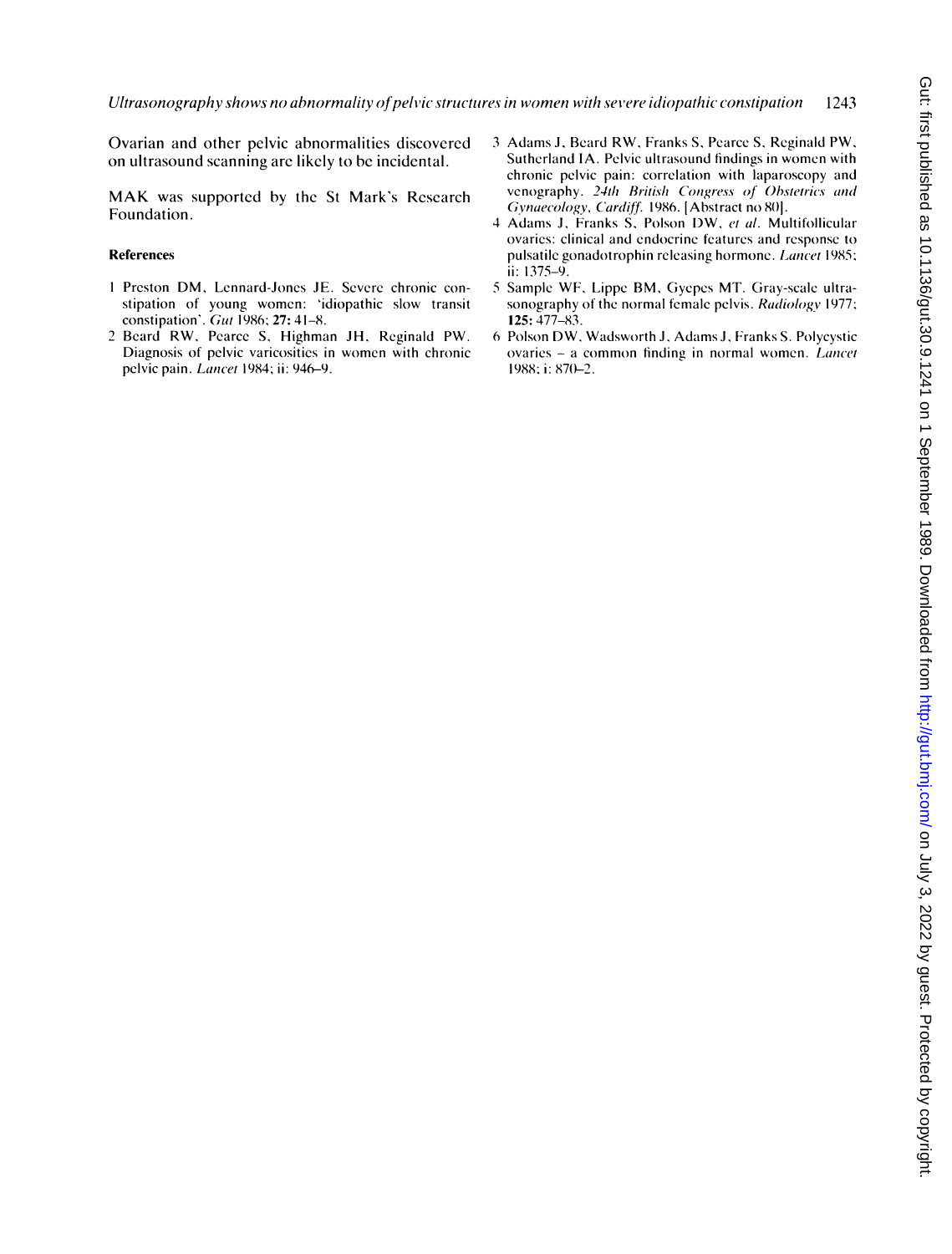Ovarian and other pelvic abnormalities discovered on ultrasound scanning are likely to be incidental.

MAK was supported by the St Mark's Research Foundation.

**References**

1 Preston DM, Lennard-Jones JE. Severe chronic constipation of young women: 'idiopathic slow transit constipation'. *Gut* 1986; **27:** 41–8.
2 Beard RW, Pearce S, Highman JH, Reginald PW. Diagnosis of pelvic varicosities in women with chronic pelvic pain. *Lancet* 1984; ii: 946–9.
3 Adams J, Beard RW, Franks S, Pearce S, Reginald PW, Sutherland IA. Pelvic ultrasound findings in women with chronic pelvic pain: correlation with laparoscopy and venography. *24th British Congress of Obstetrics and Gynaecology, Cardiff.* 1986. [Abstract no 80].
4 Adams J, Franks S, Polson DW, *et al.* Multifollicular ovaries: clinical and endocrine features and response to pulsatile gonadotrophin releasing hormone. *Lancet* 1985; ii: 1375–9.
5 Sample WF, Lippe BM, Gyepes MT. Gray-scale ultrasonography of the normal female pelvis. *Radiology* 1977; **125:** 477–83.
6 Polson DW, Wadsworth J, Adams J, Franks S. Polycystic ovaries – a common finding in normal women. *Lancet* 1988; i: 870–2.